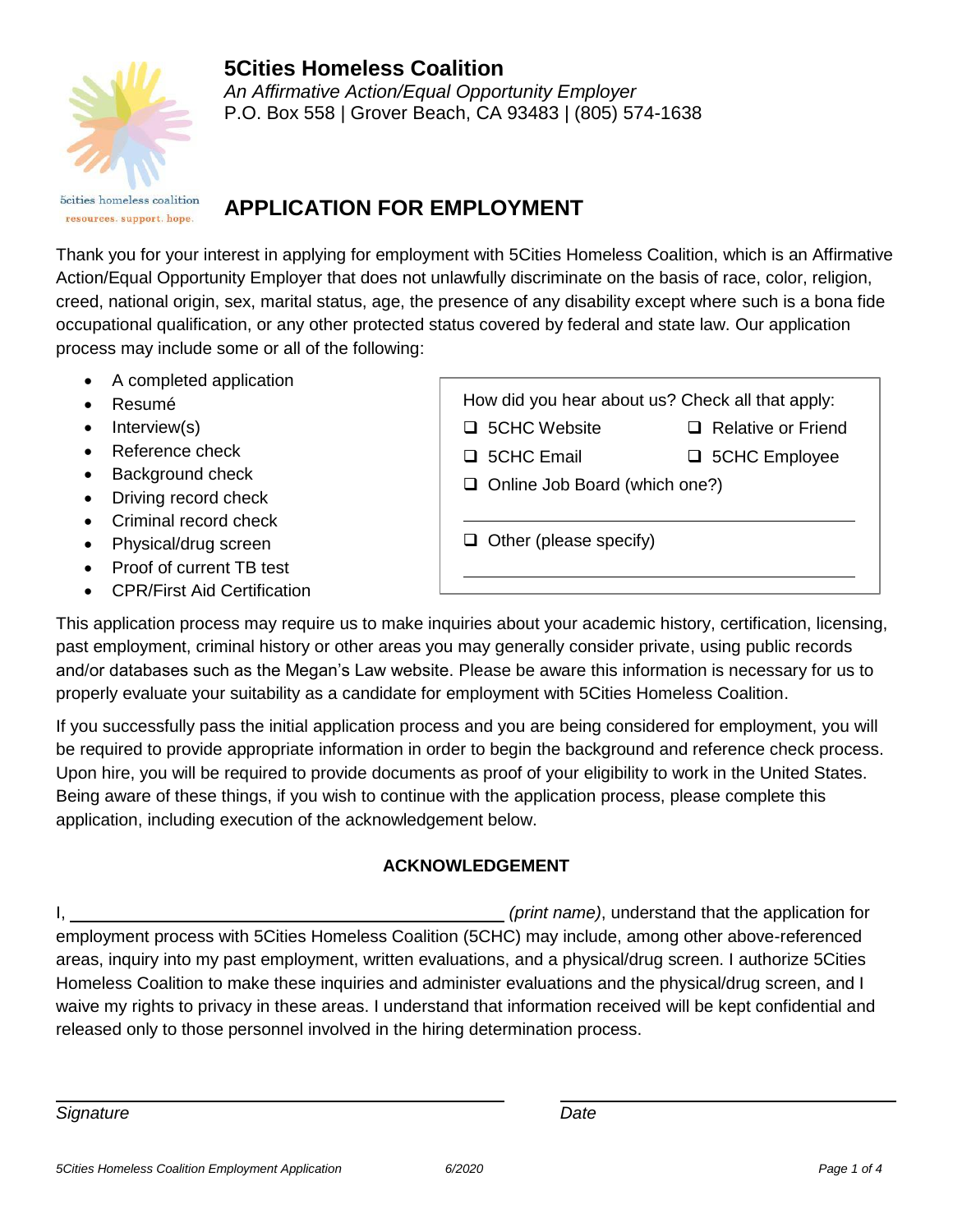# 5Cities Homeless Coalition

*An Affirmative Action/Equal Opportunity Employer*
P.O. Box 558 | Grover Beach, CA 93483 | (805) 574-1638

5cities homeless coalition
resources. support. hope.

## APPLICATION FOR EMPLOYMENT

Thank you for your interest in applying for employment with 5Cities Homeless Coalition, which is an Affirmative Action/Equal Opportunity Employer that does not unlawfully discriminate on the basis of race, color, religion, creed, national origin, sex, marital status, age, the presence of any disability except where such is a bona fide occupational qualification, or any other protected status covered by federal and state law. Our application process may include some or all of the following:

- A completed application
- Resumé
- Interview(s)
- Reference check
- Background check
- Driving record check
- Criminal record check
- Physical/drug screen
- Proof of current TB test
- CPR/First Aid Certification

How did you hear about us? Check all that apply:

- ❑ 5CHC Website
- ❑ Relative or Friend
- ❑ 5CHC Email
- ❑ 5CHC Employee
- ❑ Online Job Board (which one?)

\_\_\_\_\_\_\_\_\_\_\_\_\_\_\_\_\_\_\_\_\_\_\_\_\_\_\_\_\_\_\_\_\_\_\_\_

- ❑ Other (please specify)

\_\_\_\_\_\_\_\_\_\_\_\_\_\_\_\_\_\_\_\_\_\_\_\_\_\_\_\_\_\_\_\_\_\_\_\_

This application process may require us to make inquiries about your academic history, certification, licensing, past employment, criminal history or other areas you may generally consider private, using public records and/or databases such as the Megan's Law website. Please be aware this information is necessary for us to properly evaluate your suitability as a candidate for employment with 5Cities Homeless Coalition.

If you successfully pass the initial application process and you are being considered for employment, you will be required to provide appropriate information in order to begin the background and reference check process. Upon hire, you will be required to provide documents as proof of your eligibility to work in the United States. Being aware of these things, if you wish to continue with the application process, please complete this application, including execution of the acknowledgement below.

**ACKNOWLEDGEMENT**

I, \_\_\_\_\_\_\_\_\_\_\_\_\_\_\_\_\_\_\_\_\_\_\_\_\_\_\_\_\_\_\_\_\_\_\_\_\_\_\_\_ *(print name)*, understand that the application for employment process with 5Cities Homeless Coalition (5CHC) may include, among other above-referenced areas, inquiry into my past employment, written evaluations, and a physical/drug screen. I authorize 5Cities Homeless Coalition to make these inquiries and administer evaluations and the physical/drug screen, and I waive my rights to privacy in these areas. I understand that information received will be kept confidential and released only to those personnel involved in the hiring determination process.

\_\_\_\_\_\_\_\_\_\_\_\_\_\_\_\_\_\_\_\_\_\_\_\_\_\_\_\_\_\_\_\_\_\_\_\_\_\_\_\_ \_\_\_\_\_\_\_\_\_\_\_\_\_\_\_\_\_\_\_\_\_\_\_\_\_\_\_\_\_\_

*Signature* *Date*

*5Cities Homeless Coalition Employment Application* *6/2020*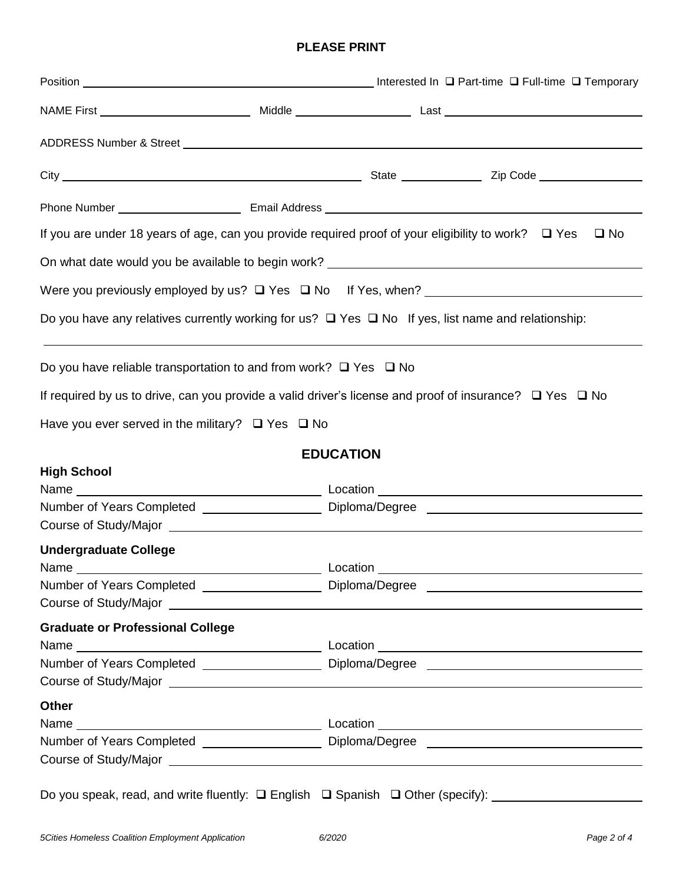**PLEASE PRINT**

Position ______________________ Interested In ❑ Part-time ❑ Full-time ❑ Temporary

NAME First ______________ Middle ______________ Last ______________

ADDRESS Number & Street ______________________________

City ______________________ State __________ Zip Code __________

Phone Number ______________ Email Address ______________________

If you are under 18 years of age, can you provide required proof of your eligibility to work? ❑ Yes ❑ No

On what date would you be available to begin work? ______________________

Were you previously employed by us? ❑ Yes ❑ No If Yes, when? ______________

Do you have any relatives currently working for us? ❑ Yes ❑ No If yes, list name and relationship:

______________________________________________

Do you have reliable transportation to and from work? ❑ Yes ❑ No

If required by us to drive, can you provide a valid driver's license and proof of insurance? ❑ Yes ❑ No

Have you ever served in the military? ❑ Yes ❑ No

## EDUCATION

**High School**

Name ______________________ Location ______________________

Number of Years Completed __________ Diploma/Degree ______________

Course of Study/Major ______________________________

**Undergraduate College**

Name ______________________ Location ______________________

Number of Years Completed __________ Diploma/Degree ______________

Course of Study/Major ______________________________

**Graduate or Professional College**

Name ______________________ Location ______________________

Number of Years Completed __________ Diploma/Degree ______________

Course of Study/Major ______________________________

**Other**

Name ______________________ Location ______________________

Number of Years Completed __________ Diploma/Degree ______________

Course of Study/Major ______________________________

Do you speak, read, and write fluently: ❑ English ❑ Spanish ❑ Other (specify): ______________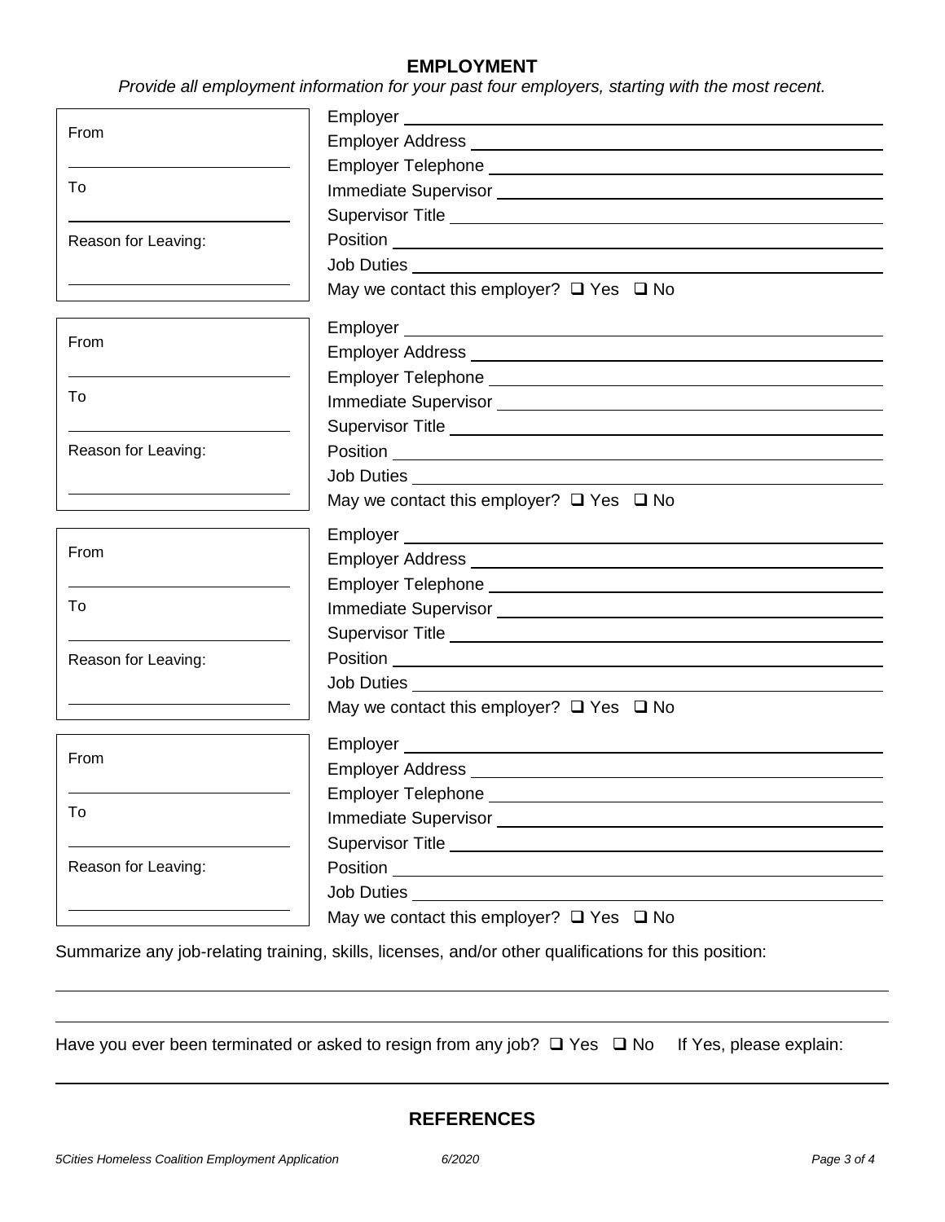## EMPLOYMENT

*Provide all employment information for your past four employers, starting with the most recent.*

From ______________________

To ______________________

Reason for Leaving: ______________________

Employer ______________________
Employer Address ______________________
Employer Telephone ______________________
Immediate Supervisor ______________________
Supervisor Title ______________________
Position ______________________
Job Duties ______________________
May we contact this employer? ❑ Yes ❑ No

From ______________________

To ______________________

Reason for Leaving: ______________________

Employer ______________________
Employer Address ______________________
Employer Telephone ______________________
Immediate Supervisor ______________________
Supervisor Title ______________________
Position ______________________
Job Duties ______________________
May we contact this employer? ❑ Yes ❑ No

From ______________________

To ______________________

Reason for Leaving: ______________________

Employer ______________________
Employer Address ______________________
Employer Telephone ______________________
Immediate Supervisor ______________________
Supervisor Title ______________________
Position ______________________
Job Duties ______________________
May we contact this employer? ❑ Yes ❑ No

From ______________________

To ______________________

Reason for Leaving: ______________________

Employer ______________________
Employer Address ______________________
Employer Telephone ______________________
Immediate Supervisor ______________________
Supervisor Title ______________________
Position ______________________
Job Duties ______________________
May we contact this employer? ❑ Yes ❑ No

Summarize any job-relating training, skills, licenses, and/or other qualifications for this position:

______________________________________________________________________

______________________________________________________________________

Have you ever been terminated or asked to resign from any job? ❑ Yes ❑ No  If Yes, please explain:

______________________________________________________________________

## REFERENCES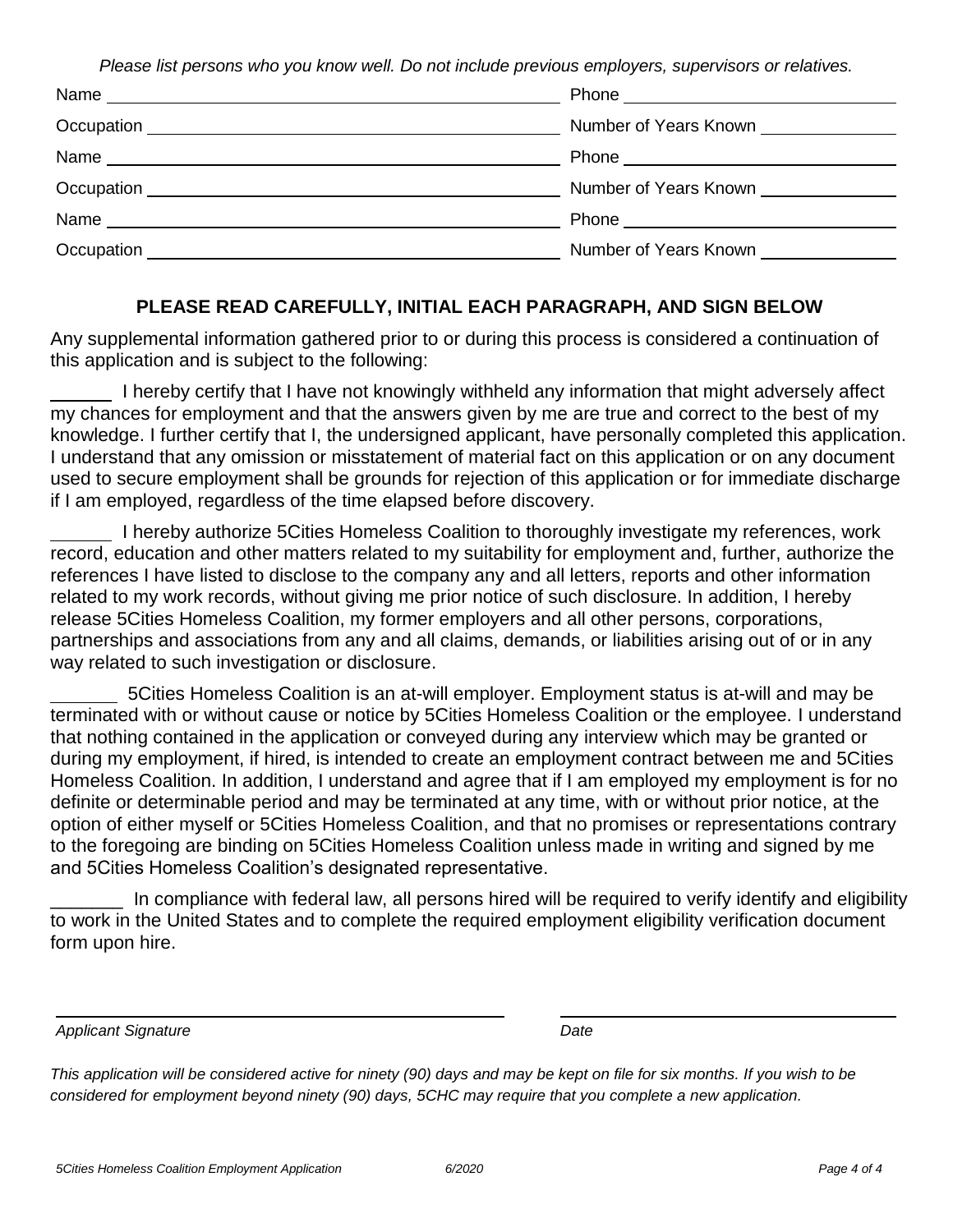*Please list persons who you know well. Do not include previous employers, supervisors or relatives.*

Name ______________________________ Phone ______________________

Occupation ______________________________ Number of Years Known ____________

Name ______________________________ Phone ______________________

Occupation ______________________________ Number of Years Known ____________

Name ______________________________ Phone ______________________

Occupation ______________________________ Number of Years Known ____________

## PLEASE READ CAREFULLY, INITIAL EACH PARAGRAPH, AND SIGN BELOW

Any supplemental information gathered prior to or during this process is considered a continuation of this application and is subject to the following:

______ I hereby certify that I have not knowingly withheld any information that might adversely affect my chances for employment and that the answers given by me are true and correct to the best of my knowledge. I further certify that I, the undersigned applicant, have personally completed this application. I understand that any omission or misstatement of material fact on this application or on any document used to secure employment shall be grounds for rejection of this application or for immediate discharge if I am employed, regardless of the time elapsed before discovery.

______ I hereby authorize 5Cities Homeless Coalition to thoroughly investigate my references, work record, education and other matters related to my suitability for employment and, further, authorize the references I have listed to disclose to the company any and all letters, reports and other information related to my work records, without giving me prior notice of such disclosure. In addition, I hereby release 5Cities Homeless Coalition, my former employers and all other persons, corporations, partnerships and associations from any and all claims, demands, or liabilities arising out of or in any way related to such investigation or disclosure.

______ 5Cities Homeless Coalition is an at-will employer. Employment status is at-will and may be terminated with or without cause or notice by 5Cities Homeless Coalition or the employee. I understand that nothing contained in the application or conveyed during any interview which may be granted or during my employment, if hired, is intended to create an employment contract between me and 5Cities Homeless Coalition. In addition, I understand and agree that if I am employed my employment is for no definite or determinable period and may be terminated at any time, with or without prior notice, at the option of either myself or 5Cities Homeless Coalition, and that no promises or representations contrary to the foregoing are binding on 5Cities Homeless Coalition unless made in writing and signed by me and 5Cities Homeless Coalition's designated representative.

______ In compliance with federal law, all persons hired will be required to verify identify and eligibility to work in the United States and to complete the required employment eligibility verification document form upon hire.

______________________________ ______________________________

*Applicant Signature* *Date*

*This application will be considered active for ninety (90) days and may be kept on file for six months. If you wish to be considered for employment beyond ninety (90) days, 5CHC may require that you complete a new application.*